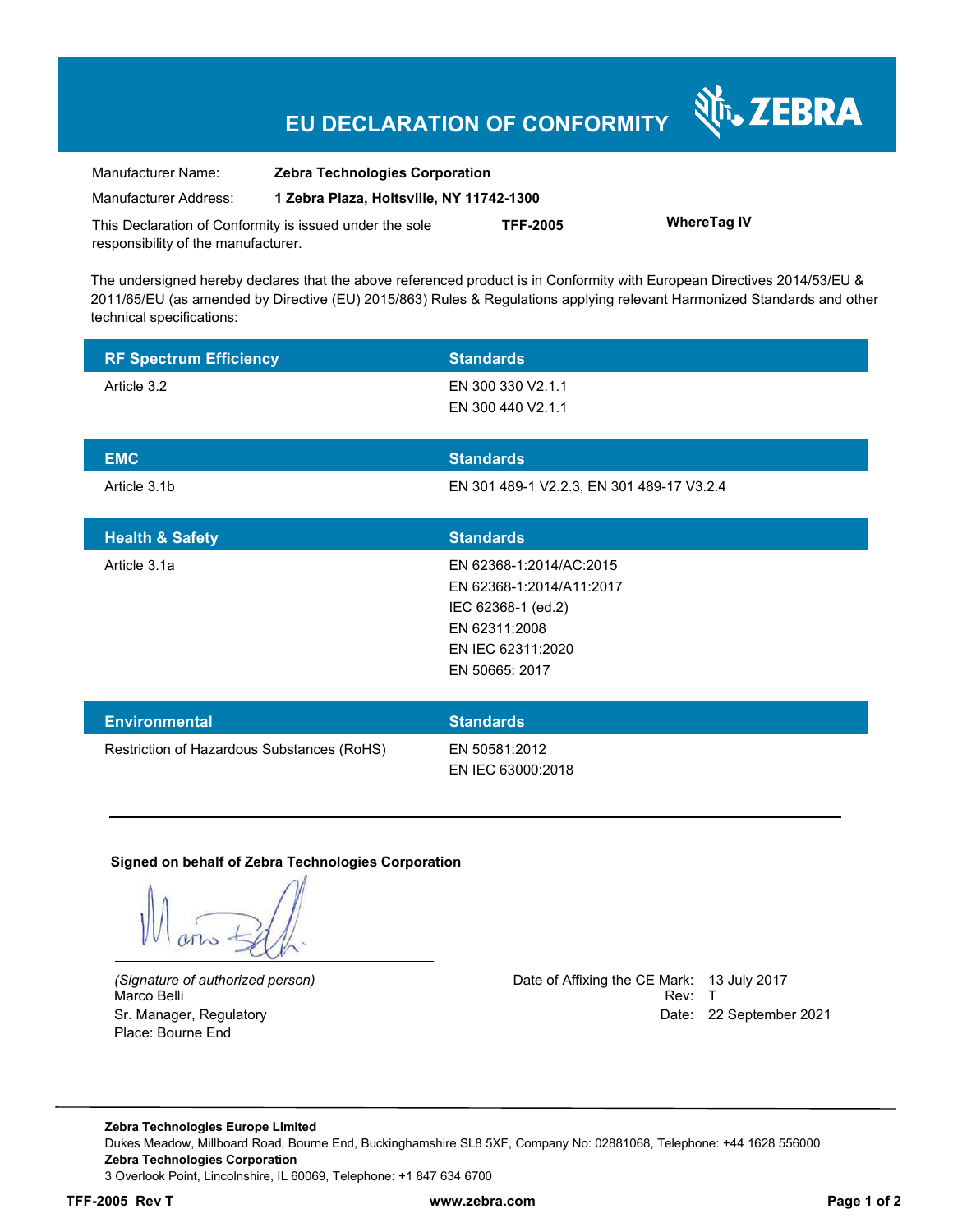# EU DECLARATION OF CONFORMITY

ZEBRA

| | |
|---|---|
| Manufacturer Name: | **Zebra Technologies Corporation** |
| Manufacturer Address: | **1 Zebra Plaza, Holtsville, NY 11742-1300** |

This Declaration of Conformity is issued under the sole responsibility of the manufacturer. **TFF-2005** **WhereTag IV**

The undersigned hereby declares that the above referenced product is in Conformity with European Directives 2014/53/EU & 2011/65/EU (as amended by Directive (EU) 2015/863) Rules & Regulations applying relevant Harmonized Standards and other technical specifications:

| RF Spectrum Efficiency | Standards |
|---|---|
| Article 3.2 | EN 300 330 V2.1.1<br>EN 300 440 V2.1.1 |

| EMC | Standards |
|---|---|
| Article 3.1b | EN 301 489-1 V2.2.3, EN 301 489-17 V3.2.4 |

| Health & Safety | Standards |
|---|---|
| Article 3.1a | EN 62368-1:2014/AC:2015<br>EN 62368-1:2014/A11:2017<br>IEC 62368-1 (ed.2)<br>EN 62311:2008<br>EN IEC 62311:2020<br>EN 50665: 2017 |

| Environmental | Standards |
|---|---|
| Restriction of Hazardous Substances (RoHS) | EN 50581:2012<br>EN IEC 63000:2018 |

**Signed on behalf of Zebra Technologies Corporation**

*(Signature of authorized person)*
Marco Belli
Sr. Manager, Regulatory
Place: Bourne End

Date of Affixing the CE Mark: 13 July 2017
Rev: T
Date: 22 September 2021

**Zebra Technologies Europe Limited**
Dukes Meadow, Millboard Road, Bourne End, Buckinghamshire SL8 5XF, Company No: 02881068, Telephone: +44 1628 556000
**Zebra Technologies Corporation**
3 Overlook Point, Lincolnshire, IL 60069, Telephone: +1 847 634 6700

**TFF-2005 Rev T** **www.zebra.com**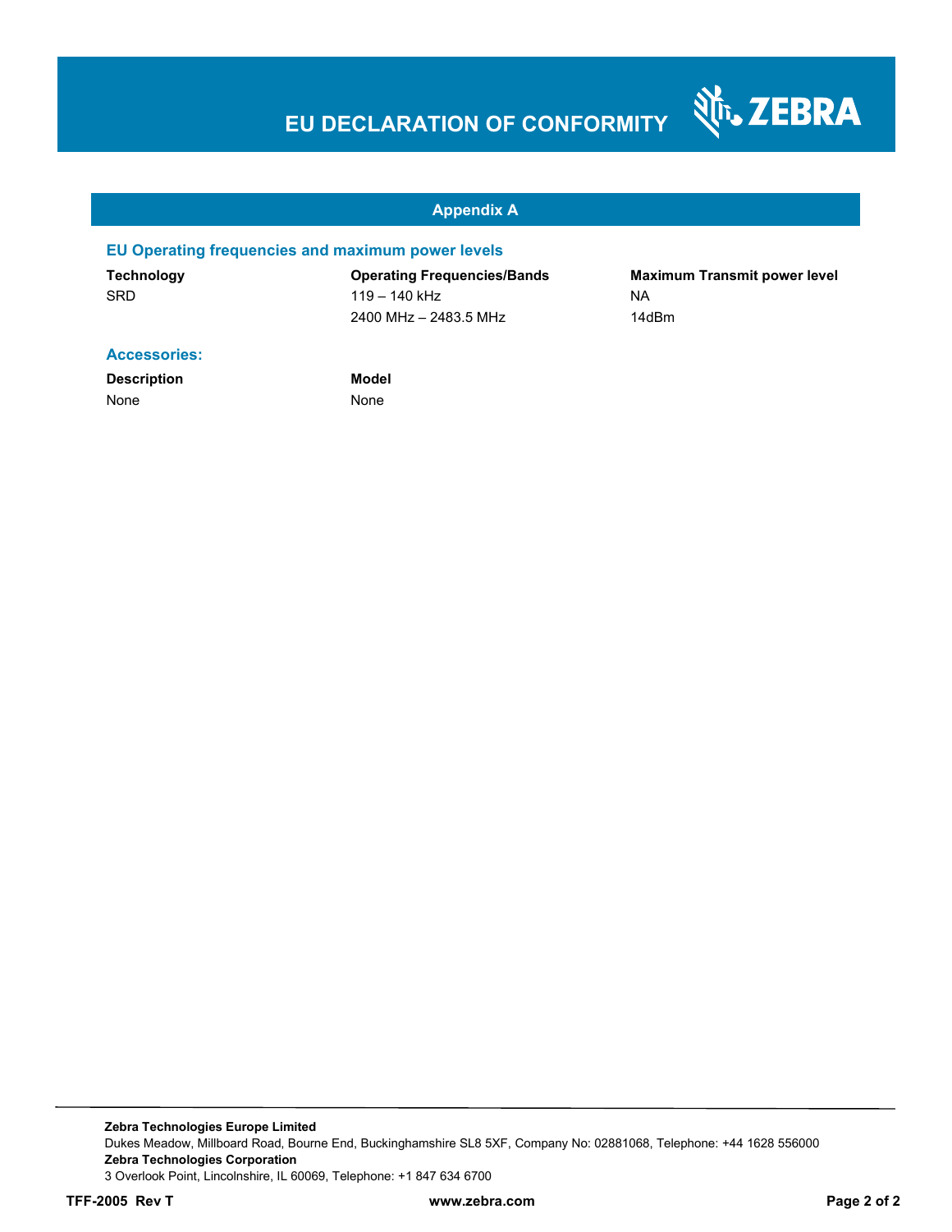# EU DECLARATION OF CONFORMITY

## Appendix A

### EU Operating frequencies and maximum power levels

| Technology | Operating Frequencies/Bands | Maximum Transmit power level |
| --- | --- | --- |
| SRD | 119 – 140 kHz | NA |
| | 2400 MHz – 2483.5 MHz | 14dBm |

### Accessories:

| Description | Model |
| --- | --- |
| None | None |

**Zebra Technologies Europe Limited**
Dukes Meadow, Millboard Road, Bourne End, Buckinghamshire SL8 5XF, Company No: 02881068, Telephone: +44 1628 556000
**Zebra Technologies Corporation**
3 Overlook Point, Lincolnshire, IL 60069, Telephone: +1 847 634 6700

**TFF-2005 Rev T** **www.zebra.com**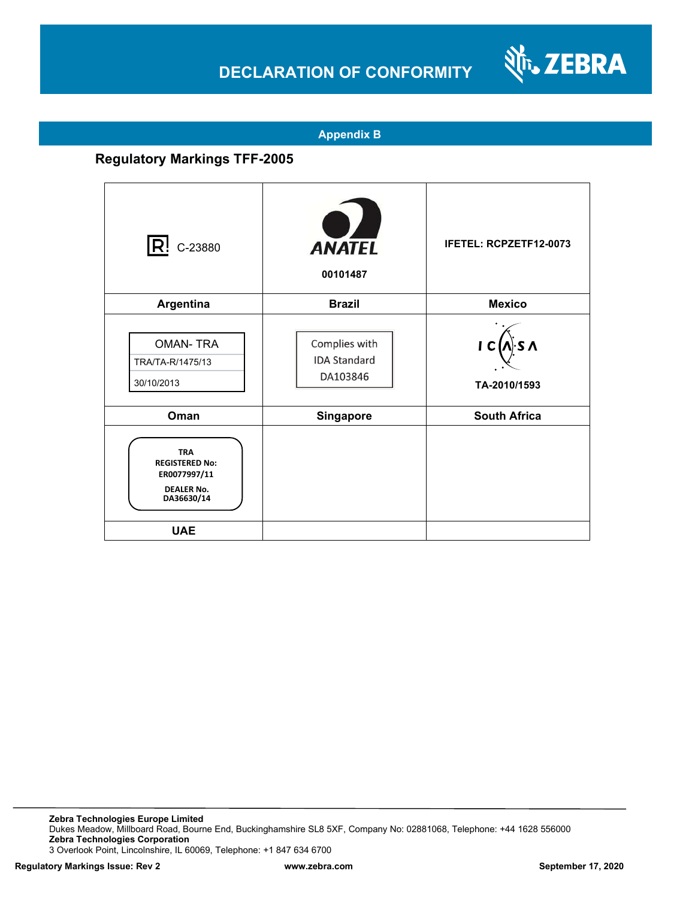# DECLARATION OF CONFORMITY

## Appendix B

### Regulatory Markings TFF-2005

| | | |
|---|---|---|
| R C-23880 | ANATEL 00101487 | IFETEL: RCPZETF12-0073 |
| **Argentina** | **Brazil** | **Mexico** |
| OMAN- TRA<br>TRA/TA-R/1475/13<br>30/10/2013 | Complies with IDA Standard DA103846 | ICASA<br>TA-2010/1593 |
| **Oman** | **Singapore** | **South Africa** |
| TRA<br>REGISTERED No:<br>ER0077997/11<br>DEALER No.<br>DA36630/14 | | |
| **UAE** | | |

**Zebra Technologies Europe Limited**
Dukes Meadow, Millboard Road, Bourne End, Buckinghamshire SL8 5XF, Company No: 02881068, Telephone: +44 1628 556000
**Zebra Technologies Corporation**
3 Overlook Point, Lincolnshire, IL 60069, Telephone: +1 847 634 6700

**Regulatory Markings Issue: Rev 2** **www.zebra.com** **September 17, 2020**